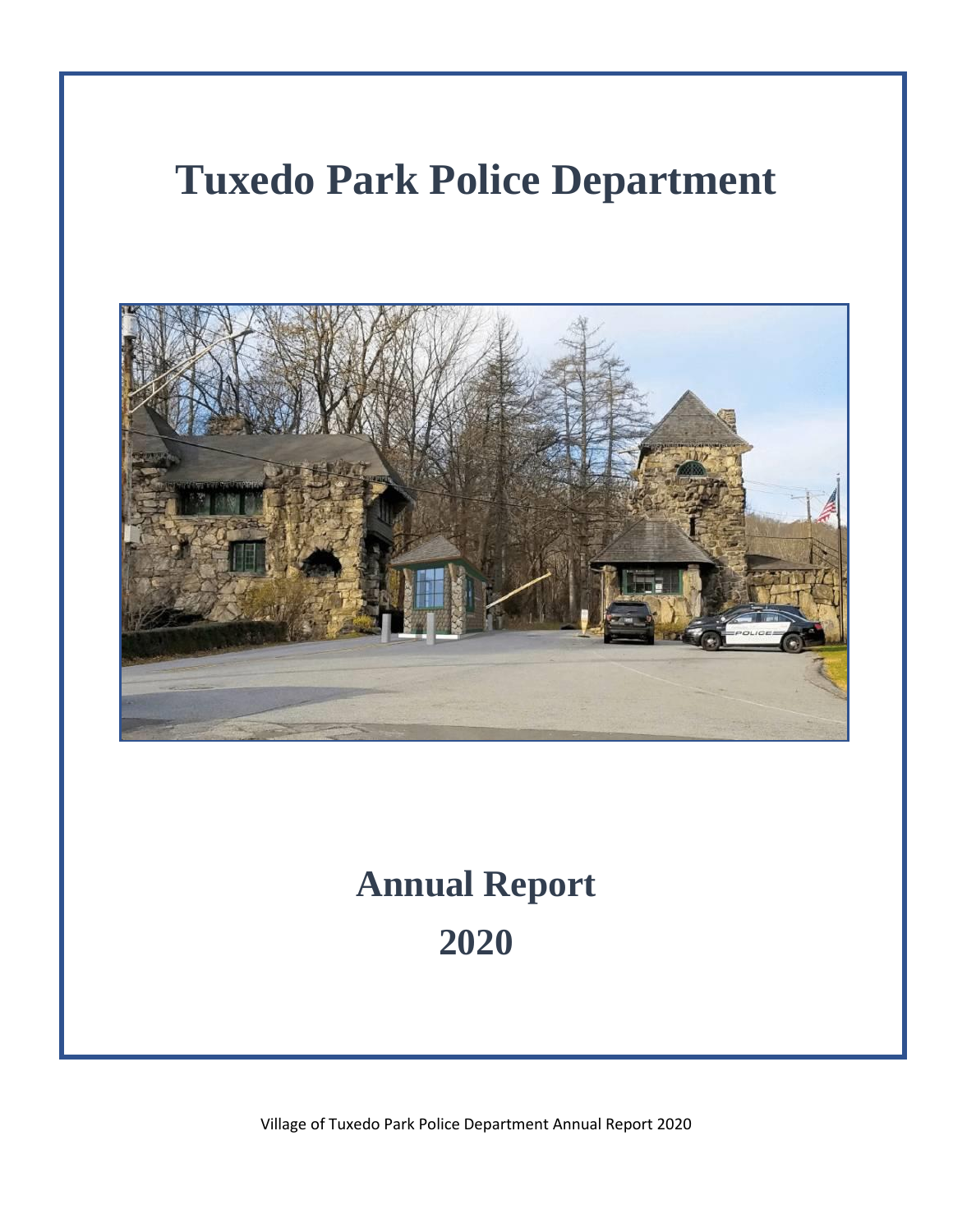# Tuxedo Park Police Department

# Annual Report

# 2020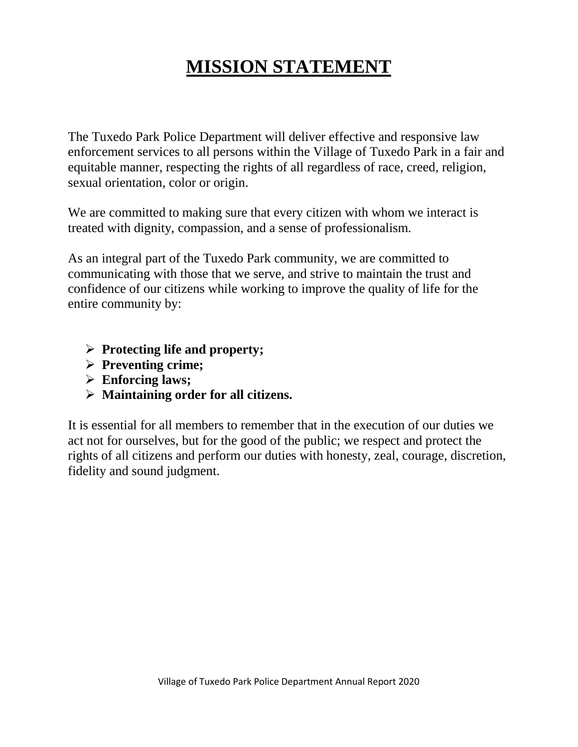# MISSION STATEMENT

The Tuxedo Park Police Department will deliver effective and responsive law enforcement services to all persons within the Village of Tuxedo Park in a fair and equitable manner, respecting the rights of all regardless of race, creed, religion, sexual orientation, color or origin.

We are committed to making sure that every citizen with whom we interact is treated with dignity, compassion, and a sense of professionalism.

As an integral part of the Tuxedo Park community, we are committed to communicating with those that we serve, and strive to maintain the trust and confidence of our citizens while working to improve the quality of life for the entire community by:

- **Protecting life and property;**
- **Preventing crime;**
- **Enforcing laws;**
- **Maintaining order for all citizens.**

It is essential for all members to remember that in the execution of our duties we act not for ourselves, but for the good of the public; we respect and protect the rights of all citizens and perform our duties with honesty, zeal, courage, discretion, fidelity and sound judgment.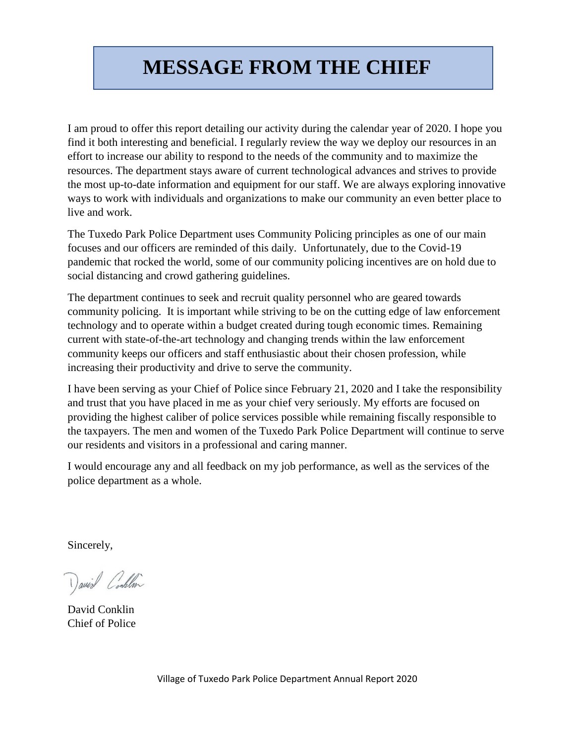# MESSAGE FROM THE CHIEF

I am proud to offer this report detailing our activity during the calendar year of 2020. I hope you find it both interesting and beneficial. I regularly review the way we deploy our resources in an effort to increase our ability to respond to the needs of the community and to maximize the resources. The department stays aware of current technological advances and strives to provide the most up-to-date information and equipment for our staff. We are always exploring innovative ways to work with individuals and organizations to make our community an even better place to live and work.

The Tuxedo Park Police Department uses Community Policing principles as one of our main focuses and our officers are reminded of this daily. Unfortunately, due to the Covid-19 pandemic that rocked the world, some of our community policing incentives are on hold due to social distancing and crowd gathering guidelines.

The department continues to seek and recruit quality personnel who are geared towards community policing. It is important while striving to be on the cutting edge of law enforcement technology and to operate within a budget created during tough economic times. Remaining current with state-of-the-art technology and changing trends within the law enforcement community keeps our officers and staff enthusiastic about their chosen profession, while increasing their productivity and drive to serve the community.

I have been serving as your Chief of Police since February 21, 2020 and I take the responsibility and trust that you have placed in me as your chief very seriously. My efforts are focused on providing the highest caliber of police services possible while remaining fiscally responsible to the taxpayers. The men and women of the Tuxedo Park Police Department will continue to serve our residents and visitors in a professional and caring manner.

I would encourage any and all feedback on my job performance, as well as the services of the police department as a whole.

Sincerely,

David Conklin

David Conklin
Chief of Police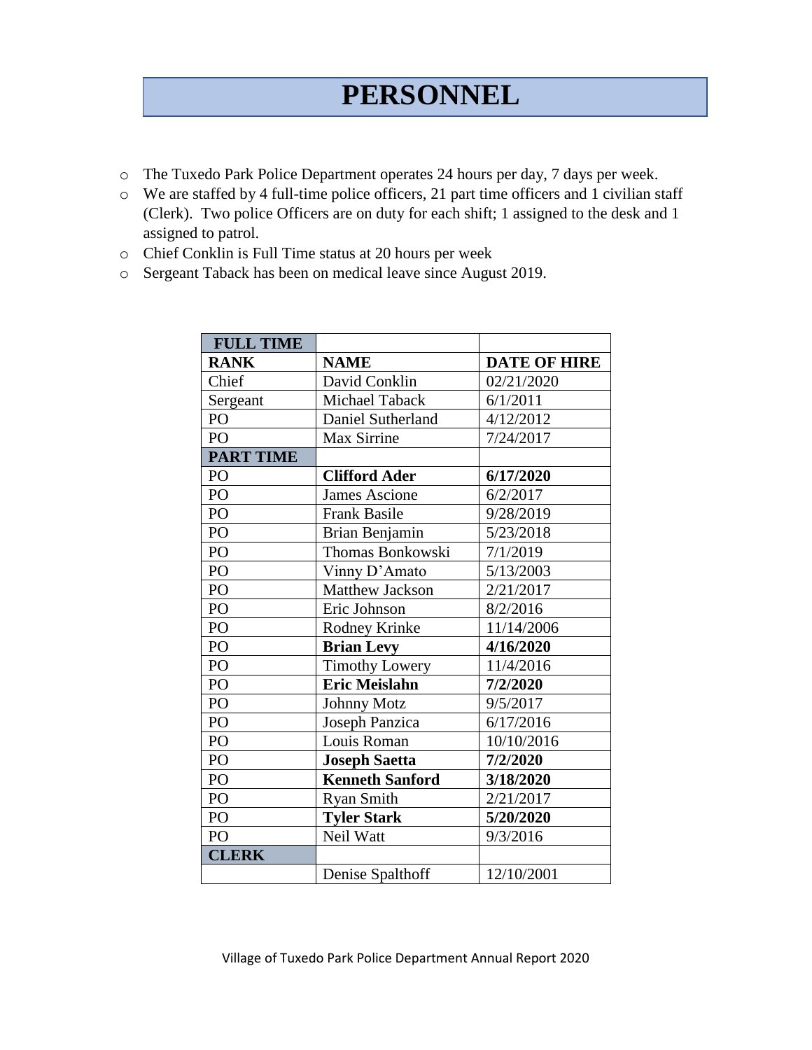# PERSONNEL

- The Tuxedo Park Police Department operates 24 hours per day, 7 days per week.
- We are staffed by 4 full-time police officers, 21 part time officers and 1 civilian staff (Clerk). Two police Officers are on duty for each shift; 1 assigned to the desk and 1 assigned to patrol.
- Chief Conklin is Full Time status at 20 hours per week
- Sergeant Taback has been on medical leave since August 2019.

| **FULL TIME** | | |
|---|---|---|
| **RANK** | **NAME** | **DATE OF HIRE** |
| Chief | David Conklin | 02/21/2020 |
| Sergeant | Michael Taback | 6/1/2011 |
| PO | Daniel Sutherland | 4/12/2012 |
| PO | Max Sirrine | 7/24/2017 |
| **PART TIME** | | |
| PO | **Clifford Ader** | **6/17/2020** |
| PO | James Ascione | 6/2/2017 |
| PO | Frank Basile | 9/28/2019 |
| PO | Brian Benjamin | 5/23/2018 |
| PO | Thomas Bonkowski | 7/1/2019 |
| PO | Vinny D'Amato | 5/13/2003 |
| PO | Matthew Jackson | 2/21/2017 |
| PO | Eric Johnson | 8/2/2016 |
| PO | Rodney Krinke | 11/14/2006 |
| PO | **Brian Levy** | **4/16/2020** |
| PO | Timothy Lowery | 11/4/2016 |
| PO | **Eric Meislahn** | **7/2/2020** |
| PO | Johnny Motz | 9/5/2017 |
| PO | Joseph Panzica | 6/17/2016 |
| PO | Louis Roman | 10/10/2016 |
| PO | **Joseph Saetta** | **7/2/2020** |
| PO | **Kenneth Sanford** | **3/18/2020** |
| PO | Ryan Smith | 2/21/2017 |
| PO | **Tyler Stark** | **5/20/2020** |
| PO | Neil Watt | 9/3/2016 |
| **CLERK** | | |
| | Denise Spalthoff | 12/10/2001 |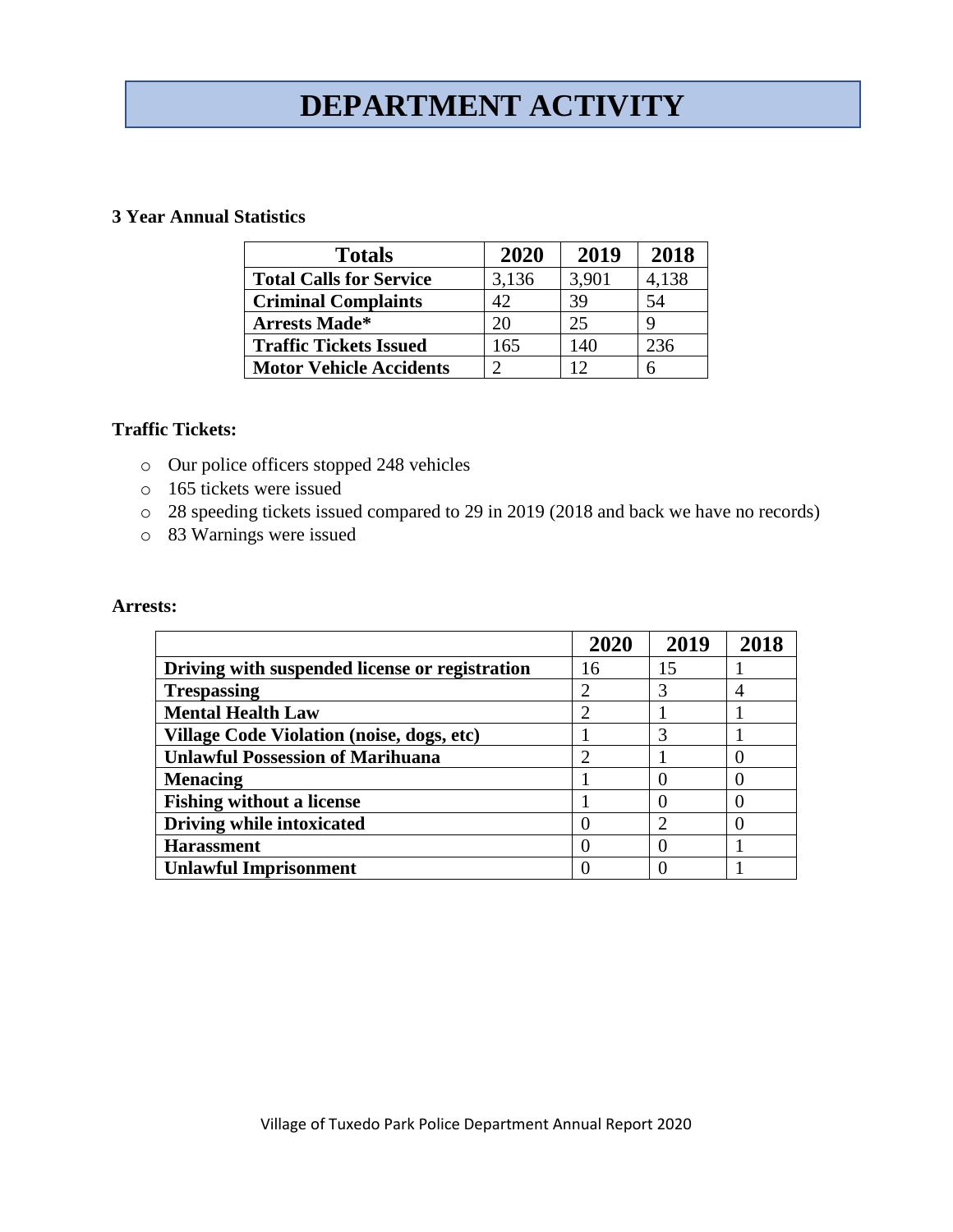# DEPARTMENT ACTIVITY

**3 Year Annual Statistics**

| Totals | 2020 | 2019 | 2018 |
|---|---|---|---|
| **Total Calls for Service** | 3,136 | 3,901 | 4,138 |
| **Criminal Complaints** | 42 | 39 | 54 |
| **Arrests Made*** | 20 | 25 | 9 |
| **Traffic Tickets Issued** | 165 | 140 | 236 |
| **Motor Vehicle Accidents** | 2 | 12 | 6 |

**Traffic Tickets:**

- Our police officers stopped 248 vehicles
- 165 tickets were issued
- 28 speeding tickets issued compared to 29 in 2019 (2018 and back we have no records)
- 83 Warnings were issued

**Arrests:**

| | 2020 | 2019 | 2018 |
|---|---|---|---|
| **Driving with suspended license or registration** | 16 | 15 | 1 |
| **Trespassing** | 2 | 3 | 4 |
| **Mental Health Law** | 2 | 1 | 1 |
| **Village Code Violation (noise, dogs, etc)** | 1 | 3 | 1 |
| **Unlawful Possession of Marihuana** | 2 | 1 | 0 |
| **Menacing** | 1 | 0 | 0 |
| **Fishing without a license** | 1 | 0 | 0 |
| **Driving while intoxicated** | 0 | 2 | 0 |
| **Harassment** | 0 | 0 | 1 |
| **Unlawful Imprisonment** | 0 | 0 | 1 |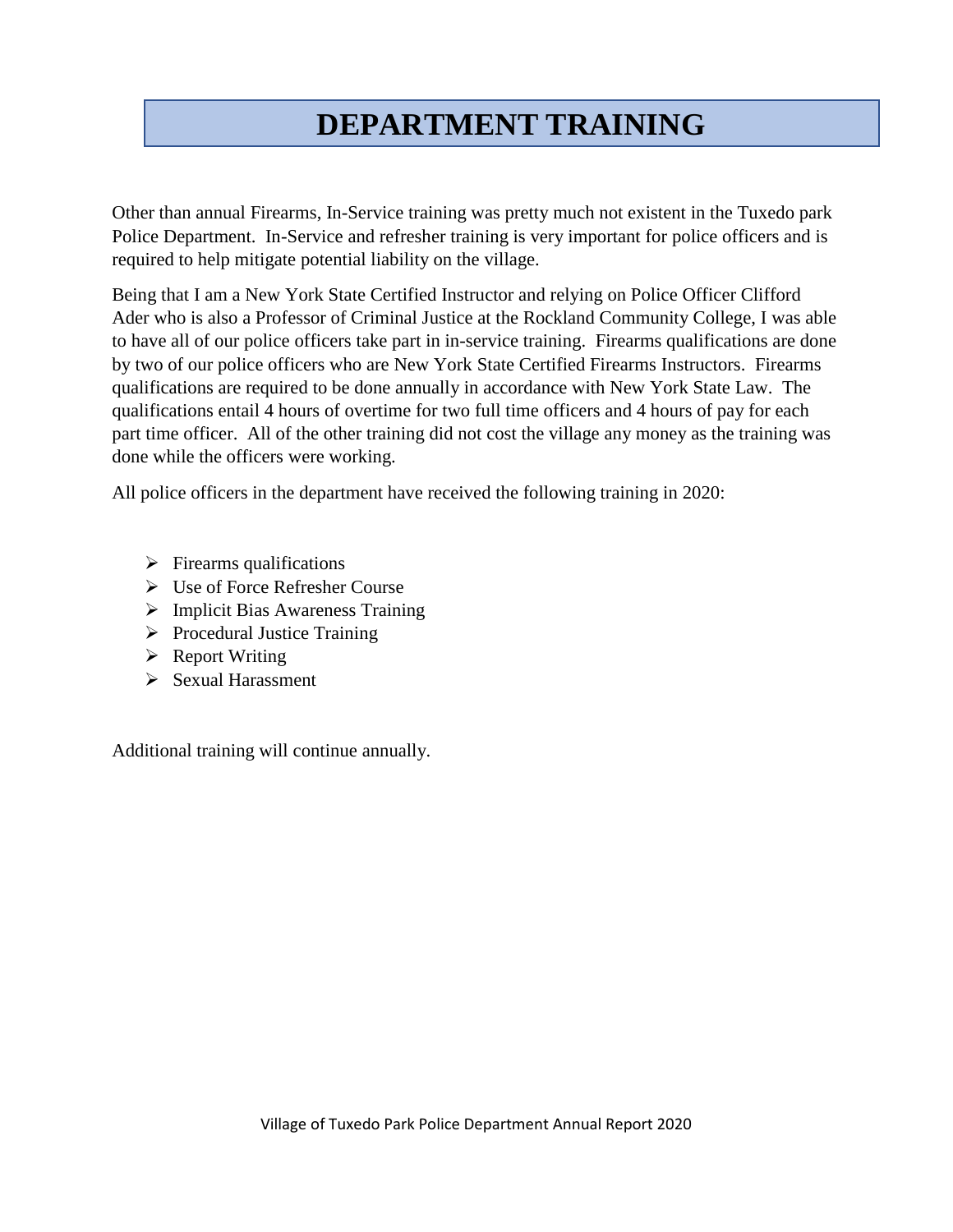# DEPARTMENT TRAINING

Other than annual Firearms, In-Service training was pretty much not existent in the Tuxedo park Police Department. In-Service and refresher training is very important for police officers and is required to help mitigate potential liability on the village.

Being that I am a New York State Certified Instructor and relying on Police Officer Clifford Ader who is also a Professor of Criminal Justice at the Rockland Community College, I was able to have all of our police officers take part in in-service training. Firearms qualifications are done by two of our police officers who are New York State Certified Firearms Instructors. Firearms qualifications are required to be done annually in accordance with New York State Law. The qualifications entail 4 hours of overtime for two full time officers and 4 hours of pay for each part time officer. All of the other training did not cost the village any money as the training was done while the officers were working.

All police officers in the department have received the following training in 2020:

- Firearms qualifications
- Use of Force Refresher Course
- Implicit Bias Awareness Training
- Procedural Justice Training
- Report Writing
- Sexual Harassment

Additional training will continue annually.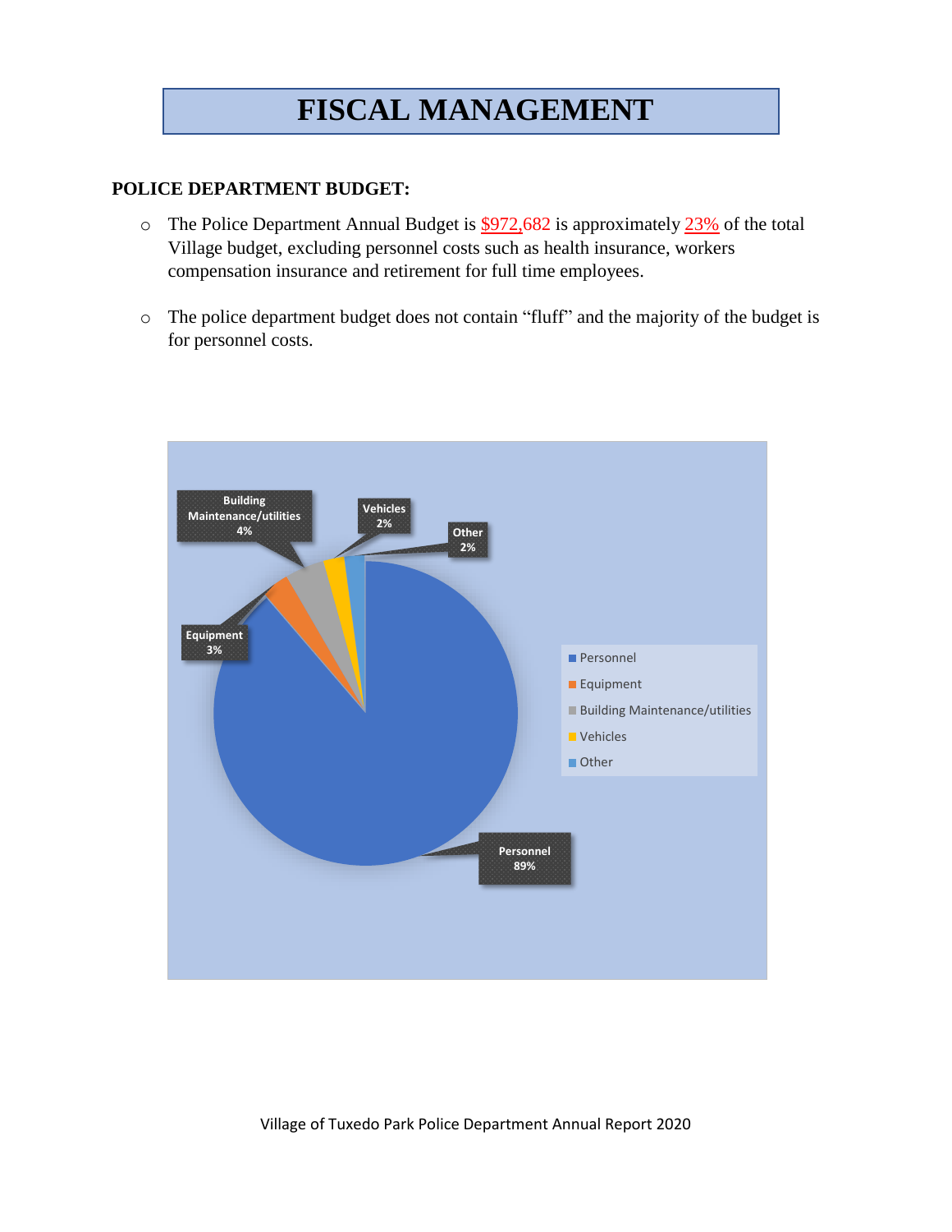# FISCAL MANAGEMENT

**POLICE DEPARTMENT BUDGET:**

- The Police Department Annual Budget is $972,682 is approximately 23% of the total Village budget, excluding personnel costs such as health insurance, workers compensation insurance and retirement for full time employees.

- The police department budget does not contain "fluff" and the majority of the budget is for personnel costs.

Building Maintenance/utilities 4%

Vehicles 2%

Other 2%

Equipment 3%

Personnel 89%

- Personnel
- Equipment
- Building Maintenance/utilities
- Vehicles
- Other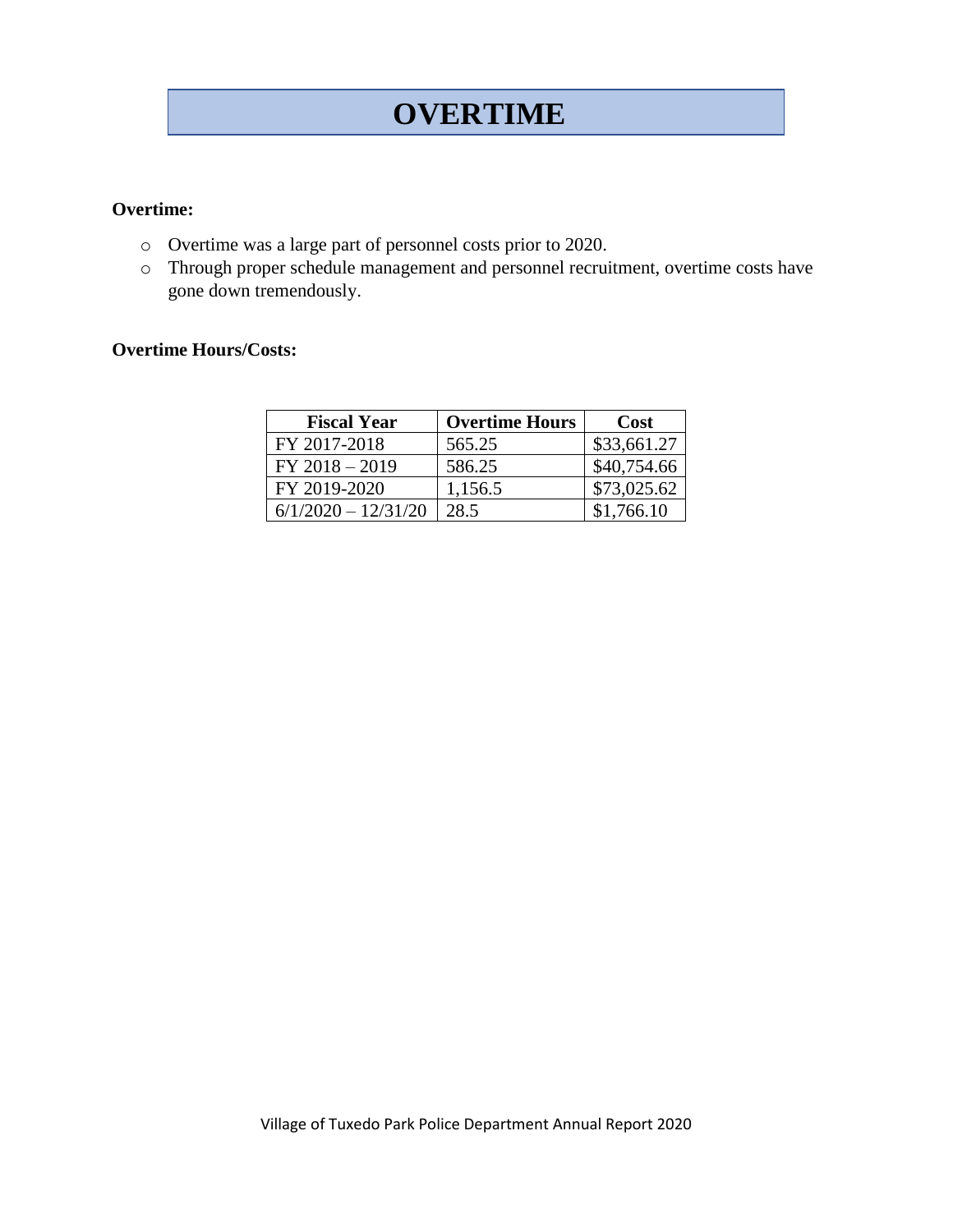# OVERTIME

**Overtime:**

- Overtime was a large part of personnel costs prior to 2020.
- Through proper schedule management and personnel recruitment, overtime costs have gone down tremendously.

**Overtime Hours/Costs:**

| Fiscal Year | Overtime Hours | Cost |
|---|---|---|
| FY 2017-2018 | 565.25 | $33,661.27 |
| FY 2018 – 2019 | 586.25 | $40,754.66 |
| FY 2019-2020 | 1,156.5 | $73,025.62 |
| 6/1/2020 – 12/31/20 | 28.5 | $1,766.10 |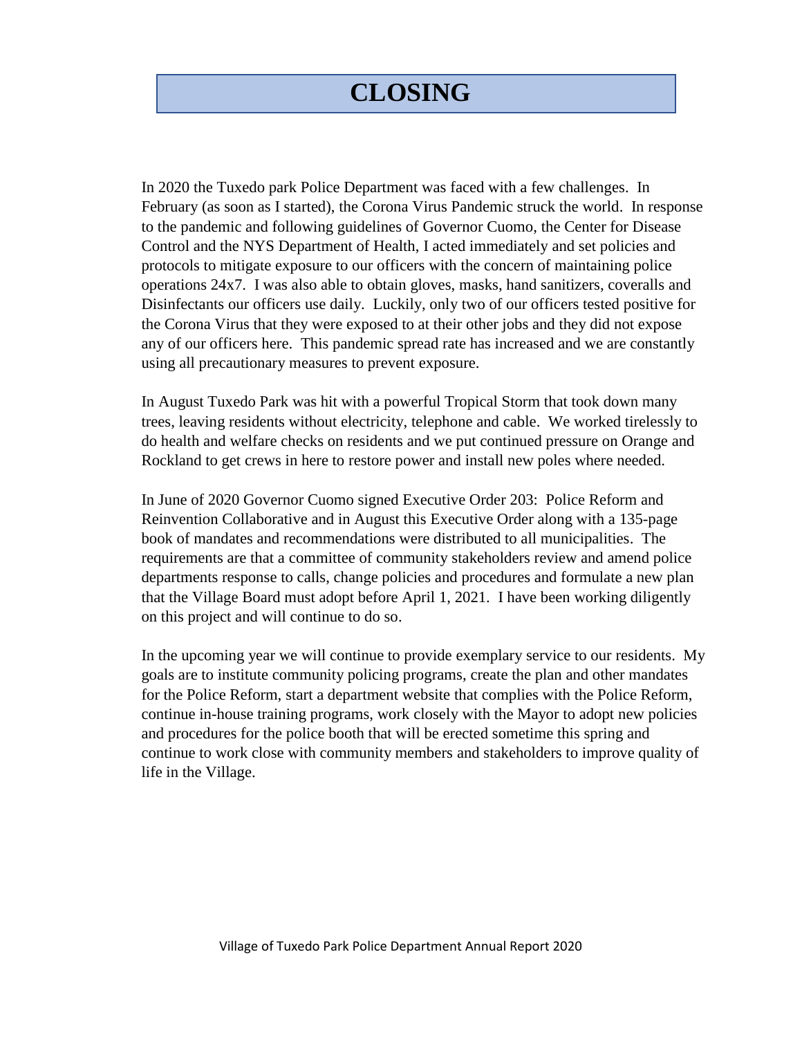# CLOSING

In 2020 the Tuxedo park Police Department was faced with a few challenges. In February (as soon as I started), the Corona Virus Pandemic struck the world. In response to the pandemic and following guidelines of Governor Cuomo, the Center for Disease Control and the NYS Department of Health, I acted immediately and set policies and protocols to mitigate exposure to our officers with the concern of maintaining police operations 24x7. I was also able to obtain gloves, masks, hand sanitizers, coveralls and Disinfectants our officers use daily. Luckily, only two of our officers tested positive for the Corona Virus that they were exposed to at their other jobs and they did not expose any of our officers here. This pandemic spread rate has increased and we are constantly using all precautionary measures to prevent exposure.

In August Tuxedo Park was hit with a powerful Tropical Storm that took down many trees, leaving residents without electricity, telephone and cable. We worked tirelessly to do health and welfare checks on residents and we put continued pressure on Orange and Rockland to get crews in here to restore power and install new poles where needed.

In June of 2020 Governor Cuomo signed Executive Order 203: Police Reform and Reinvention Collaborative and in August this Executive Order along with a 135-page book of mandates and recommendations were distributed to all municipalities. The requirements are that a committee of community stakeholders review and amend police departments response to calls, change policies and procedures and formulate a new plan that the Village Board must adopt before April 1, 2021. I have been working diligently on this project and will continue to do so.

In the upcoming year we will continue to provide exemplary service to our residents. My goals are to institute community policing programs, create the plan and other mandates for the Police Reform, start a department website that complies with the Police Reform, continue in-house training programs, work closely with the Mayor to adopt new policies and procedures for the police booth that will be erected sometime this spring and continue to work close with community members and stakeholders to improve quality of life in the Village.